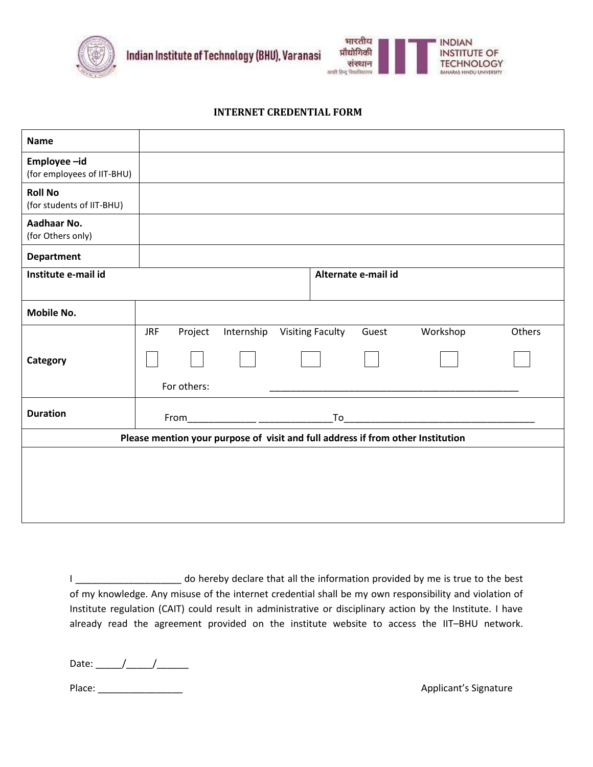Indian Institute of Technology (BHU), Varanasi

भारतीय प्रौद्योगिकी संस्थान काशी हिन्दू विश्वविद्यालय

INDIAN INSTITUTE OF TECHNOLOGY BANARAS HINDU UNIVERSITY

## INTERNET CREDENTIAL FORM

| **Name** | |
|---|---|
| **Employee –id** (for employees of IIT-BHU) | |
| **Roll No** (for students of IIT-BHU) | |
| **Aadhaar No.** (for Others only) | |
| **Department** | |
| **Institute e-mail id** | **Alternate e-mail id** |
| **Mobile No.** | |
| **Category** | JRF ☐ Project ☐ Internship ☐ Visiting Faculty ☐ Guest ☐ Workshop ☐ Others ☐<br>For others: ______________________________________________ |
| **Duration** | From_____________ _____________To____________________________________ |

| **Please mention your purpose of visit and full address if from other Institution** |
|---|
| |

I ____________________ do hereby declare that all the information provided by me is true to the best of my knowledge. Any misuse of the internet credential shall be my own responsibility and violation of Institute regulation (CAIT) could result in administrative or disciplinary action by the Institute. I have already read the agreement provided on the institute website to access the IIT–BHU network.

Date: _____/_____/______

Place: ________________

Applicant's Signature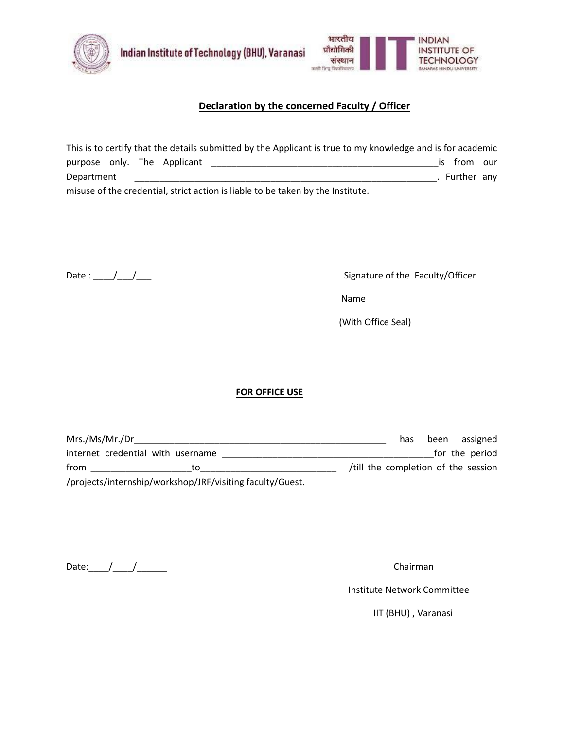Indian Institute of Technology (BHU), Varanasi

भारतीय प्रौद्योगिकी संस्थान काशी हिन्दू विश्वविद्यालय

INDIAN INSTITUTE OF TECHNOLOGY BANARAS HINDU UNIVERSITY

## Declaration by the concerned Faculty / Officer

This is to certify that the details submitted by the Applicant is true to my knowledge and is for academic purpose only. The Applicant ______________________________________________is from our Department ______________________________________________________________. Further any misuse of the credential, strict action is liable to be taken by the Institute.

Date : ____/___/___

Signature of the Faculty/Officer

Name

(With Office Seal)

## FOR OFFICE USE

Mrs./Ms/Mr./Dr_____________________________________________________ has been assigned internet credential with username _____________________________________________for the period from ____________________to____________________________ /till the completion of the session /projects/internship/workshop/JRF/visiting faculty/Guest.

Date:____/____/______

Chairman

Institute Network Committee

IIT (BHU) , Varanasi